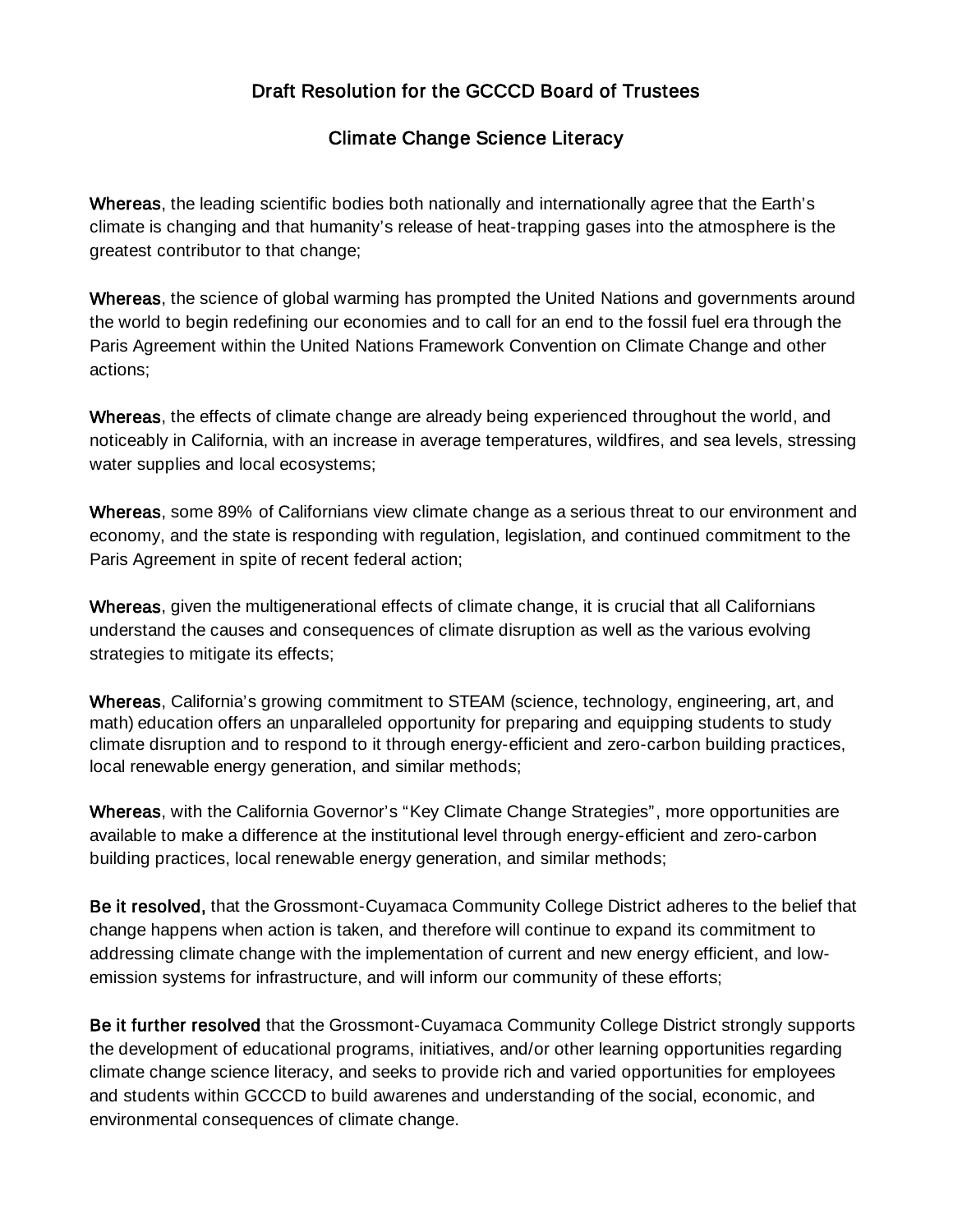# Draft Resolution for the GCCCD Board of Trustees

## Climate Change Science Literacy

**Whereas**, the leading scientific bodies both nationally and internationally agree that the Earth's climate is changing and that humanity's release of heat-trapping gases into the atmosphere is the greatest contributor to that change;

**Whereas**, the science of global warming has prompted the United Nations and governments around the world to begin redefining our economies and to call for an end to the fossil fuel era through the Paris Agreement within the United Nations Framework Convention on Climate Change and other actions;

**Whereas**, the effects of climate change are already being experienced throughout the world, and noticeably in California, with an increase in average temperatures, wildfires, and sea levels, stressing water supplies and local ecosystems;

**Whereas**, some 89% of Californians view climate change as a serious threat to our environment and economy, and the state is responding with regulation, legislation, and continued commitment to the Paris Agreement in spite of recent federal action;

**Whereas**, given the multigenerational effects of climate change, it is crucial that all Californians understand the causes and consequences of climate disruption as well as the various evolving strategies to mitigate its effects;

**Whereas**, California's growing commitment to STEAM (science, technology, engineering, art, and math) education offers an unparalleled opportunity for preparing and equipping students to study climate disruption and to respond to it through energy-efficient and zero-carbon building practices, local renewable energy generation, and similar methods;

**Whereas**, with the California Governor's "Key Climate Change Strategies", more opportunities are available to make a difference at the institutional level through energy-efficient and zero-carbon building practices, local renewable energy generation, and similar methods;

**Be it resolved,** that the Grossmont-Cuyamaca Community College District adheres to the belief that change happens when action is taken, and therefore will continue to expand its commitment to addressing climate change with the implementation of current and new energy efficient, and low-emission systems for infrastructure, and will inform our community of these efforts;

**Be it further resolved** that the Grossmont-Cuyamaca Community College District strongly supports the development of educational programs, initiatives, and/or other learning opportunities regarding climate change science literacy, and seeks to provide rich and varied opportunities for employees and students within GCCCD to build awarenes and understanding of the social, economic, and environmental consequences of climate change.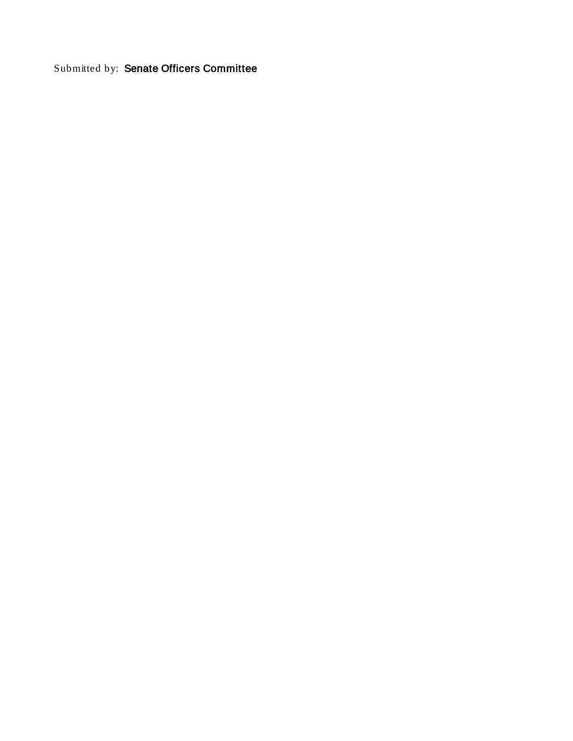Submitted by: Senate Officers Committee